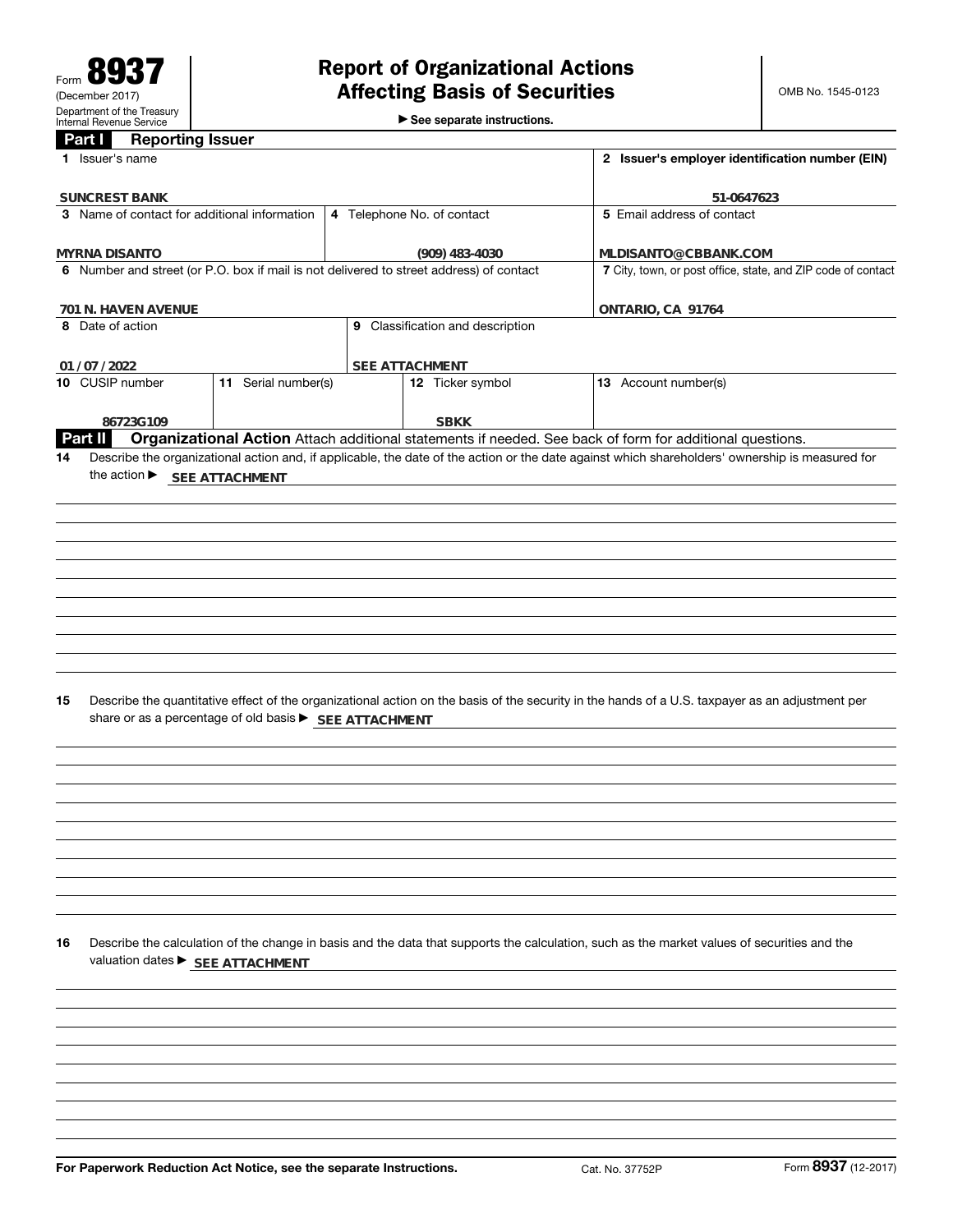Form **8937**
(December 2017)
Department of the Treasury
Internal Revenue Service

# Report of Organizational Actions Affecting Basis of Securities

▶ See separate instructions.

OMB No. 1545-0123

## Part I Reporting Issuer

| Field | Value |
|---|---|
| 1 Issuer's name | SUNCREST BANK |
| 2 Issuer's employer identification number (EIN) | 51-0647623 |
| 3 Name of contact for additional information | MYRNA DISANTO |
| 4 Telephone No. of contact | (909) 483-4030 |
| 5 Email address of contact | MLDISANTO@CBBANK.COM |
| 6 Number and street (or P.O. box if mail is not delivered to street address) of contact | 701 N. HAVEN AVENUE |
| 7 City, town, or post office, state, and ZIP code of contact | ONTARIO, CA 91764 |
| 8 Date of action | 01 / 07 / 2022 |
| 9 Classification and description | SEE ATTACHMENT |
| 10 CUSIP number | 86723G109 |
| 11 Serial number(s) | |
| 12 Ticker symbol | SBKK |
| 13 Account number(s) | |

## Part II Organizational Action

Attach additional statements if needed. See back of form for additional questions.

**14** Describe the organizational action and, if applicable, the date of the action or the date against which shareholders' ownership is measured for the action ▶ SEE ATTACHMENT

**15** Describe the quantitative effect of the organizational action on the basis of the security in the hands of a U.S. taxpayer as an adjustment per share or as a percentage of old basis ▶ SEE ATTACHMENT

**16** Describe the calculation of the change in basis and the data that supports the calculation, such as the market values of securities and the valuation dates ▶ SEE ATTACHMENT

For Paperwork Reduction Act Notice, see the separate Instructions. Cat. No. 37752P Form **8937** (12-2017)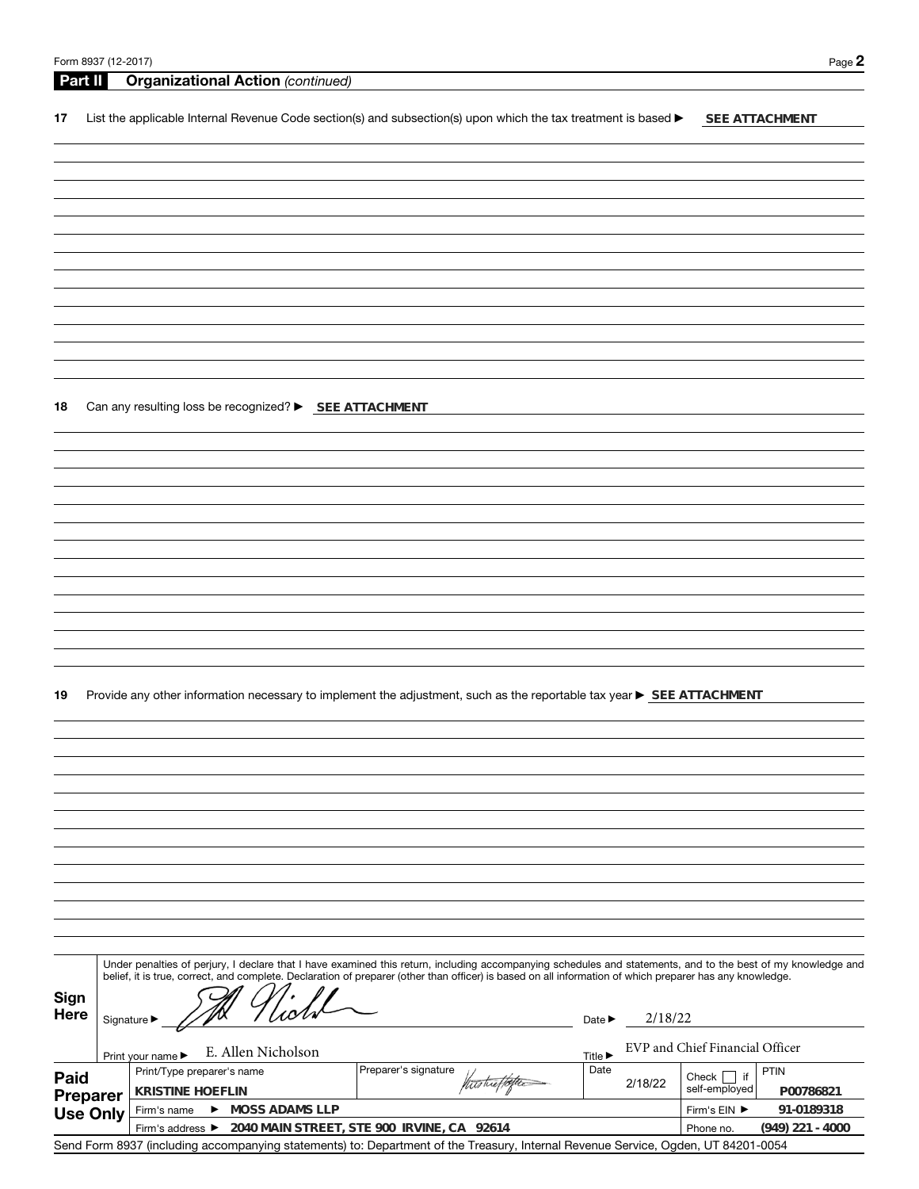**Part II Organizational Action** *(continued)*

**17** List the applicable Internal Revenue Code section(s) and subsection(s) upon which the tax treatment is based ▶ **SEE ATTACHMENT**

**18** Can any resulting loss be recognized? ▶ **SEE ATTACHMENT**

**19** Provide any other information necessary to implement the adjustment, such as the reportable tax year ▶ **SEE ATTACHMENT**

**Sign Here**

Under penalties of perjury, I declare that I have examined this return, including accompanying schedules and statements, and to the best of my knowledge and belief, it is true, correct, and complete. Declaration of preparer (other than officer) is based on all information of which preparer has any knowledge.

Signature ▶ [signature] Date ▶ 2/18/22

Print your name ▶ E. Allen Nicholson Title ▶ EVP and Chief Financial Officer

**Paid Preparer Use Only**

| Print/Type preparer's name | Preparer's signature | Date | Check ☐ if self-employed | PTIN |
|---|---|---|---|---|
| KRISTINE HOEFLIN | [signature] | 2/18/22 | | P00786821 |
| Firm's name ▶ MOSS ADAMS LLP | | | Firm's EIN ▶ | 91-0189318 |
| Firm's address ▶ 2040 MAIN STREET, STE 900 IRVINE, CA 92614 | | | Phone no. | (949) 221 - 4000 |

Send Form 8937 (including accompanying statements) to: Department of the Treasury, Internal Revenue Service, Ogden, UT 84201-0054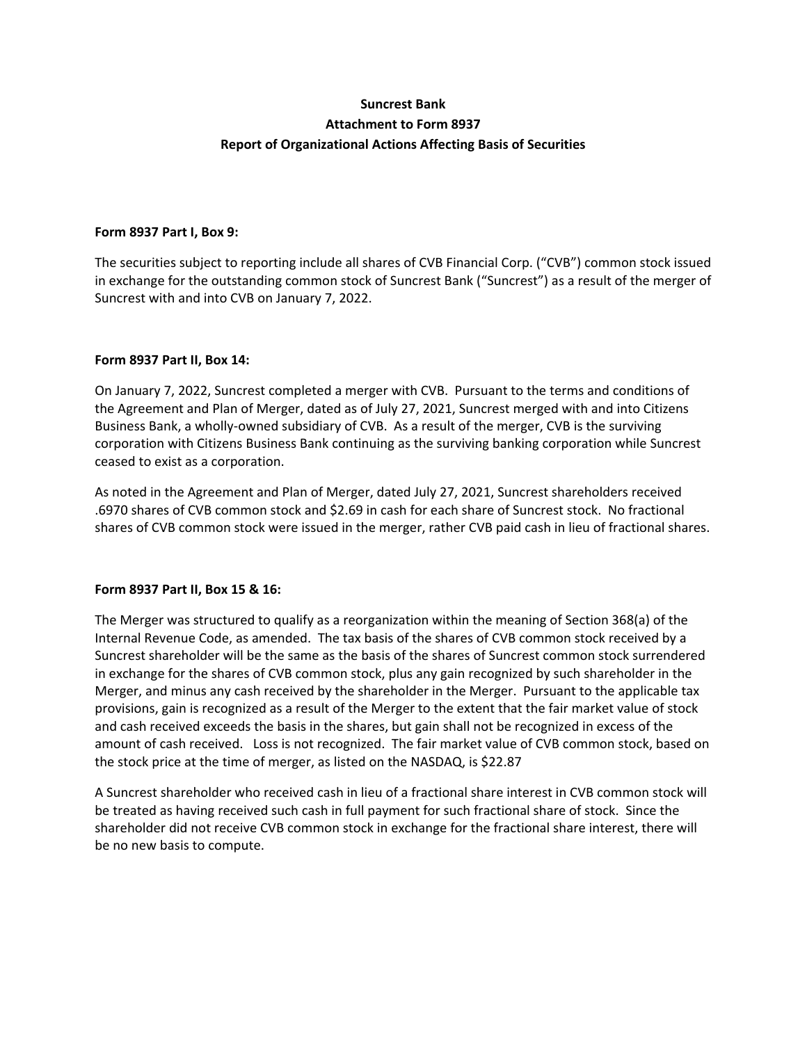**Suncrest Bank**
**Attachment to Form 8937**
**Report of Organizational Actions Affecting Basis of Securities**

**Form 8937 Part I, Box 9:**

The securities subject to reporting include all shares of CVB Financial Corp. ("CVB") common stock issued in exchange for the outstanding common stock of Suncrest Bank ("Suncrest") as a result of the merger of Suncrest with and into CVB on January 7, 2022.

**Form 8937 Part II, Box 14:**

On January 7, 2022, Suncrest completed a merger with CVB. Pursuant to the terms and conditions of the Agreement and Plan of Merger, dated as of July 27, 2021, Suncrest merged with and into Citizens Business Bank, a wholly-owned subsidiary of CVB. As a result of the merger, CVB is the surviving corporation with Citizens Business Bank continuing as the surviving banking corporation while Suncrest ceased to exist as a corporation.

As noted in the Agreement and Plan of Merger, dated July 27, 2021, Suncrest shareholders received .6970 shares of CVB common stock and $2.69 in cash for each share of Suncrest stock. No fractional shares of CVB common stock were issued in the merger, rather CVB paid cash in lieu of fractional shares.

**Form 8937 Part II, Box 15 & 16:**

The Merger was structured to qualify as a reorganization within the meaning of Section 368(a) of the Internal Revenue Code, as amended. The tax basis of the shares of CVB common stock received by a Suncrest shareholder will be the same as the basis of the shares of Suncrest common stock surrendered in exchange for the shares of CVB common stock, plus any gain recognized by such shareholder in the Merger, and minus any cash received by the shareholder in the Merger. Pursuant to the applicable tax provisions, gain is recognized as a result of the Merger to the extent that the fair market value of stock and cash received exceeds the basis in the shares, but gain shall not be recognized in excess of the amount of cash received. Loss is not recognized. The fair market value of CVB common stock, based on the stock price at the time of merger, as listed on the NASDAQ, is $22.87

A Suncrest shareholder who received cash in lieu of a fractional share interest in CVB common stock will be treated as having received such cash in full payment for such fractional share of stock. Since the shareholder did not receive CVB common stock in exchange for the fractional share interest, there will be no new basis to compute.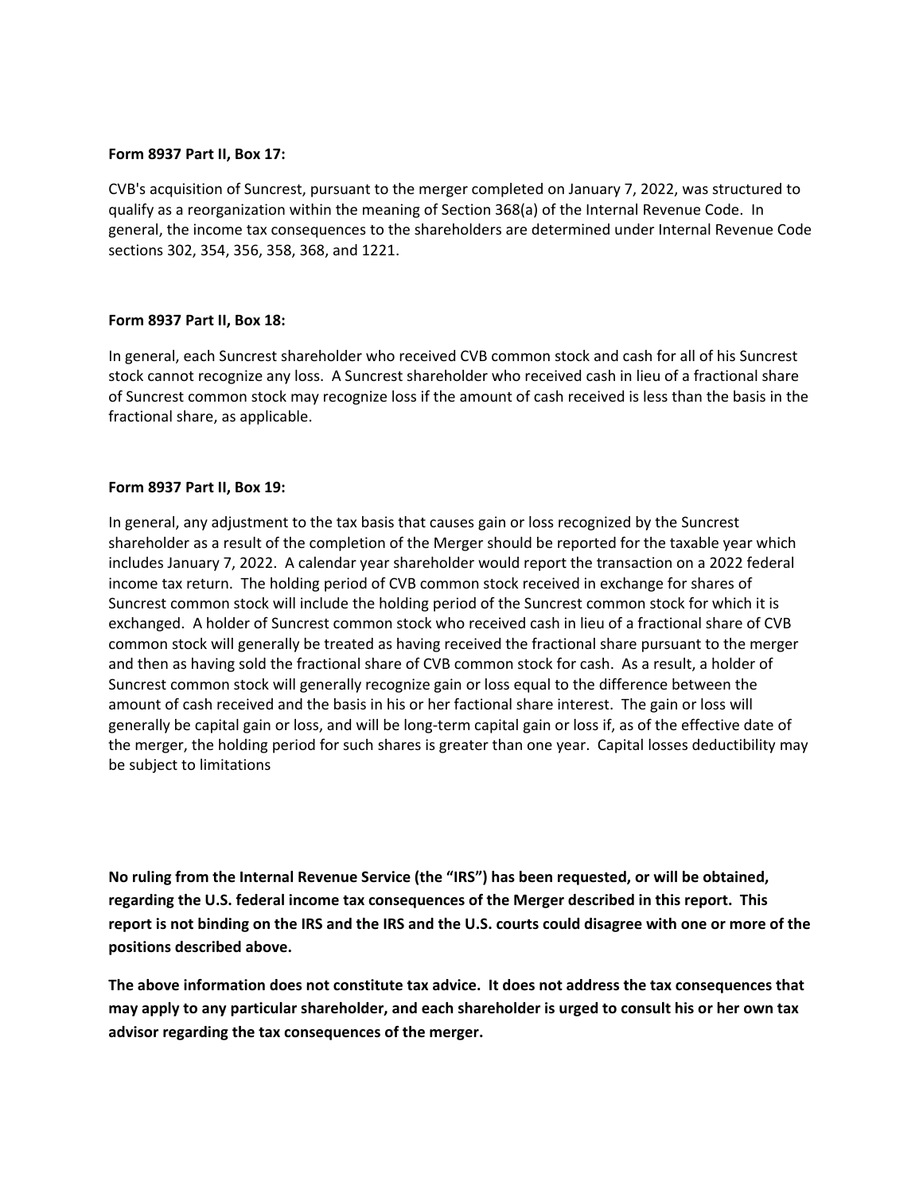**Form 8937 Part II, Box 17:**

CVB's acquisition of Suncrest, pursuant to the merger completed on January 7, 2022, was structured to qualify as a reorganization within the meaning of Section 368(a) of the Internal Revenue Code. In general, the income tax consequences to the shareholders are determined under Internal Revenue Code sections 302, 354, 356, 358, 368, and 1221.

**Form 8937 Part II, Box 18:**

In general, each Suncrest shareholder who received CVB common stock and cash for all of his Suncrest stock cannot recognize any loss. A Suncrest shareholder who received cash in lieu of a fractional share of Suncrest common stock may recognize loss if the amount of cash received is less than the basis in the fractional share, as applicable.

**Form 8937 Part II, Box 19:**

In general, any adjustment to the tax basis that causes gain or loss recognized by the Suncrest shareholder as a result of the completion of the Merger should be reported for the taxable year which includes January 7, 2022. A calendar year shareholder would report the transaction on a 2022 federal income tax return. The holding period of CVB common stock received in exchange for shares of Suncrest common stock will include the holding period of the Suncrest common stock for which it is exchanged. A holder of Suncrest common stock who received cash in lieu of a fractional share of CVB common stock will generally be treated as having received the fractional share pursuant to the merger and then as having sold the fractional share of CVB common stock for cash. As a result, a holder of Suncrest common stock will generally recognize gain or loss equal to the difference between the amount of cash received and the basis in his or her factional share interest. The gain or loss will generally be capital gain or loss, and will be long-term capital gain or loss if, as of the effective date of the merger, the holding period for such shares is greater than one year. Capital losses deductibility may be subject to limitations

**No ruling from the Internal Revenue Service (the "IRS") has been requested, or will be obtained, regarding the U.S. federal income tax consequences of the Merger described in this report. This report is not binding on the IRS and the IRS and the U.S. courts could disagree with one or more of the positions described above.**

**The above information does not constitute tax advice. It does not address the tax consequences that may apply to any particular shareholder, and each shareholder is urged to consult his or her own tax advisor regarding the tax consequences of the merger.**